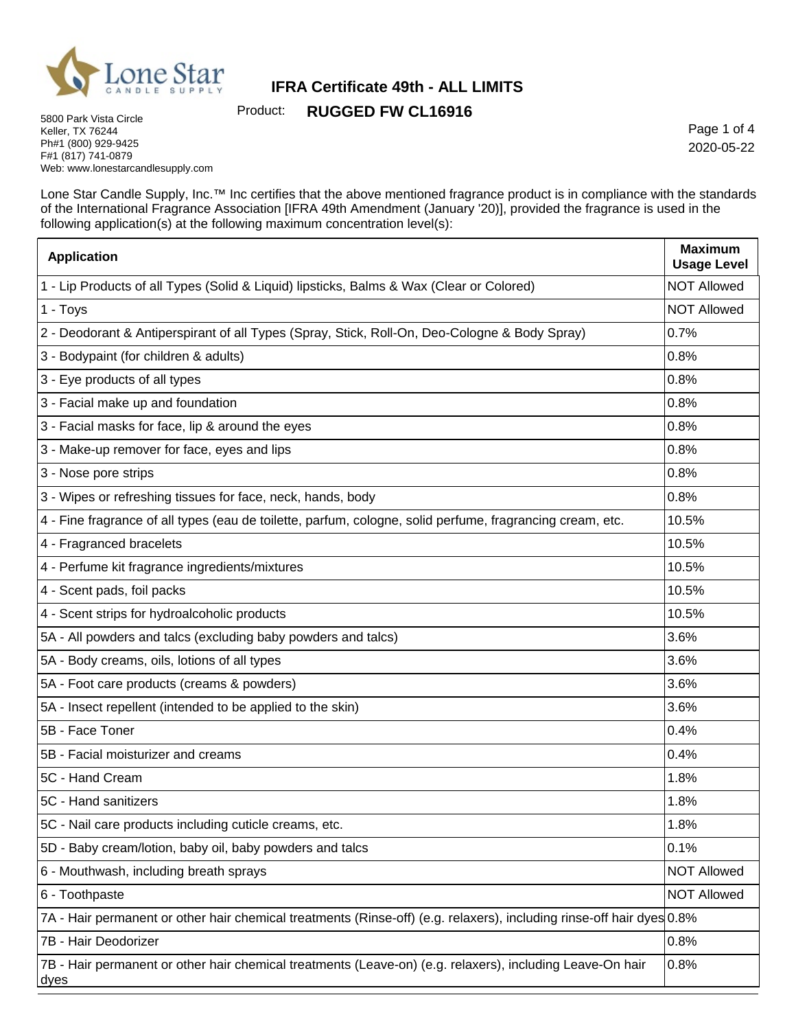Lone Star CANDLE SUPPLY

5800 Park Vista Circle
Keller, TX 76244
Ph#1 (800) 929-9425
F#1 (817) 741-0879
Web: www.lonestarcandlesupply.com

# IFRA Certificate 49th - ALL LIMITS

Product: **RUGGED FW CL16916**

2020-05-22

Lone Star Candle Supply, Inc.™ Inc certifies that the above mentioned fragrance product is in compliance with the standards of the International Fragrance Association [IFRA 49th Amendment (January '20)], provided the fragrance is used in the following application(s) at the following maximum concentration level(s):

| Application | Maximum Usage Level |
|---|---|
| 1 - Lip Products of all Types (Solid & Liquid) lipsticks, Balms & Wax (Clear or Colored) | NOT Allowed |
| 1 - Toys | NOT Allowed |
| 2 - Deodorant & Antiperspirant of all Types (Spray, Stick, Roll-On, Deo-Cologne & Body Spray) | 0.7% |
| 3 - Bodypaint (for children & adults) | 0.8% |
| 3 - Eye products of all types | 0.8% |
| 3 - Facial make up and foundation | 0.8% |
| 3 - Facial masks for face, lip & around the eyes | 0.8% |
| 3 - Make-up remover for face, eyes and lips | 0.8% |
| 3 - Nose pore strips | 0.8% |
| 3 - Wipes or refreshing tissues for face, neck, hands, body | 0.8% |
| 4 - Fine fragrance of all types (eau de toilette, parfum, cologne, solid perfume, fragrancing cream, etc. | 10.5% |
| 4 - Fragranced bracelets | 10.5% |
| 4 - Perfume kit fragrance ingredients/mixtures | 10.5% |
| 4 - Scent pads, foil packs | 10.5% |
| 4 - Scent strips for hydroalcoholic products | 10.5% |
| 5A - All powders and talcs (excluding baby powders and talcs) | 3.6% |
| 5A - Body creams, oils, lotions of all types | 3.6% |
| 5A - Foot care products (creams & powders) | 3.6% |
| 5A - Insect repellent (intended to be applied to the skin) | 3.6% |
| 5B - Face Toner | 0.4% |
| 5B - Facial moisturizer and creams | 0.4% |
| 5C - Hand Cream | 1.8% |
| 5C - Hand sanitizers | 1.8% |
| 5C - Nail care products including cuticle creams, etc. | 1.8% |
| 5D - Baby cream/lotion, baby oil, baby powders and talcs | 0.1% |
| 6 - Mouthwash, including breath sprays | NOT Allowed |
| 6 - Toothpaste | NOT Allowed |
| 7A - Hair permanent or other hair chemical treatments (Rinse-off) (e.g. relaxers), including rinse-off hair dyes | 0.8% |
| 7B - Hair Deodorizer | 0.8% |
| 7B - Hair permanent or other hair chemical treatments (Leave-on) (e.g. relaxers), including Leave-On hair dyes | 0.8% |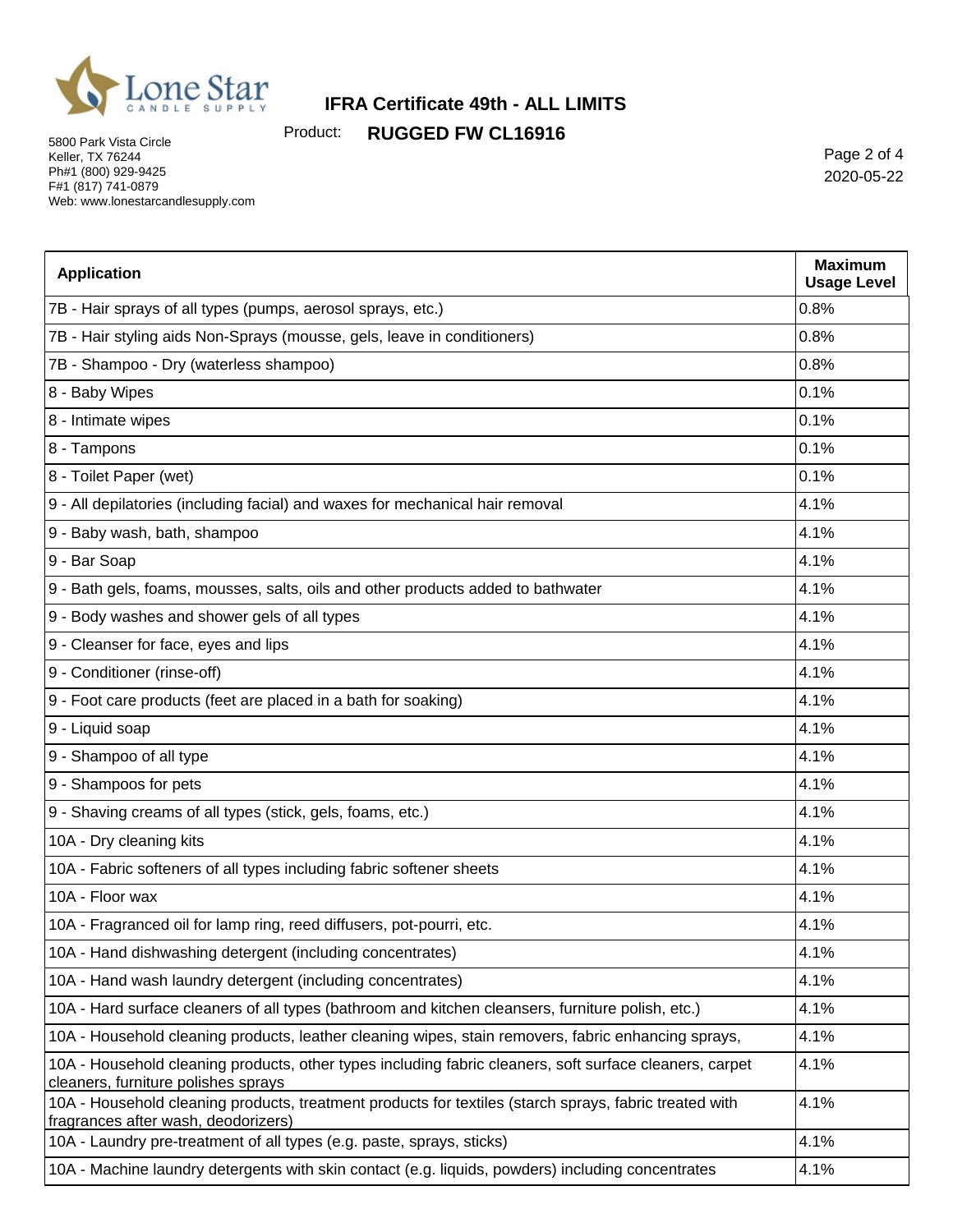# IFRA Certificate 49th - ALL LIMITS

Product: **RUGGED FW CL16916**

5800 Park Vista Circle
Keller, TX 76244
Ph#1 (800) 929-9425
F#1 (817) 741-0879
Web: www.lonestarcandlesupply.com

2020-05-22

| Application | Maximum Usage Level |
|---|---|
| 7B - Hair sprays of all types (pumps, aerosol sprays, etc.) | 0.8% |
| 7B - Hair styling aids Non-Sprays (mousse, gels, leave in conditioners) | 0.8% |
| 7B - Shampoo - Dry (waterless shampoo) | 0.8% |
| 8 - Baby Wipes | 0.1% |
| 8 - Intimate wipes | 0.1% |
| 8 - Tampons | 0.1% |
| 8 - Toilet Paper (wet) | 0.1% |
| 9 - All depilatories (including facial) and waxes for mechanical hair removal | 4.1% |
| 9 - Baby wash, bath, shampoo | 4.1% |
| 9 - Bar Soap | 4.1% |
| 9 - Bath gels, foams, mousses, salts, oils and other products added to bathwater | 4.1% |
| 9 - Body washes and shower gels of all types | 4.1% |
| 9 - Cleanser for face, eyes and lips | 4.1% |
| 9 - Conditioner (rinse-off) | 4.1% |
| 9 - Foot care products (feet are placed in a bath for soaking) | 4.1% |
| 9 - Liquid soap | 4.1% |
| 9 - Shampoo of all type | 4.1% |
| 9 - Shampoos for pets | 4.1% |
| 9 - Shaving creams of all types (stick, gels, foams, etc.) | 4.1% |
| 10A - Dry cleaning kits | 4.1% |
| 10A - Fabric softeners of all types including fabric softener sheets | 4.1% |
| 10A - Floor wax | 4.1% |
| 10A - Fragranced oil for lamp ring, reed diffusers, pot-pourri, etc. | 4.1% |
| 10A - Hand dishwashing detergent (including concentrates) | 4.1% |
| 10A - Hand wash laundry detergent (including concentrates) | 4.1% |
| 10A - Hard surface cleaners of all types (bathroom and kitchen cleansers, furniture polish, etc.) | 4.1% |
| 10A - Household cleaning products, leather cleaning wipes, stain removers, fabric enhancing sprays, | 4.1% |
| 10A - Household cleaning products, other types including fabric cleaners, soft surface cleaners, carpet cleaners, furniture polishes sprays | 4.1% |
| 10A - Household cleaning products, treatment products for textiles (starch sprays, fabric treated with fragrances after wash, deodorizers) | 4.1% |
| 10A - Laundry pre-treatment of all types (e.g. paste, sprays, sticks) | 4.1% |
| 10A - Machine laundry detergents with skin contact (e.g. liquids, powders) including concentrates | 4.1% |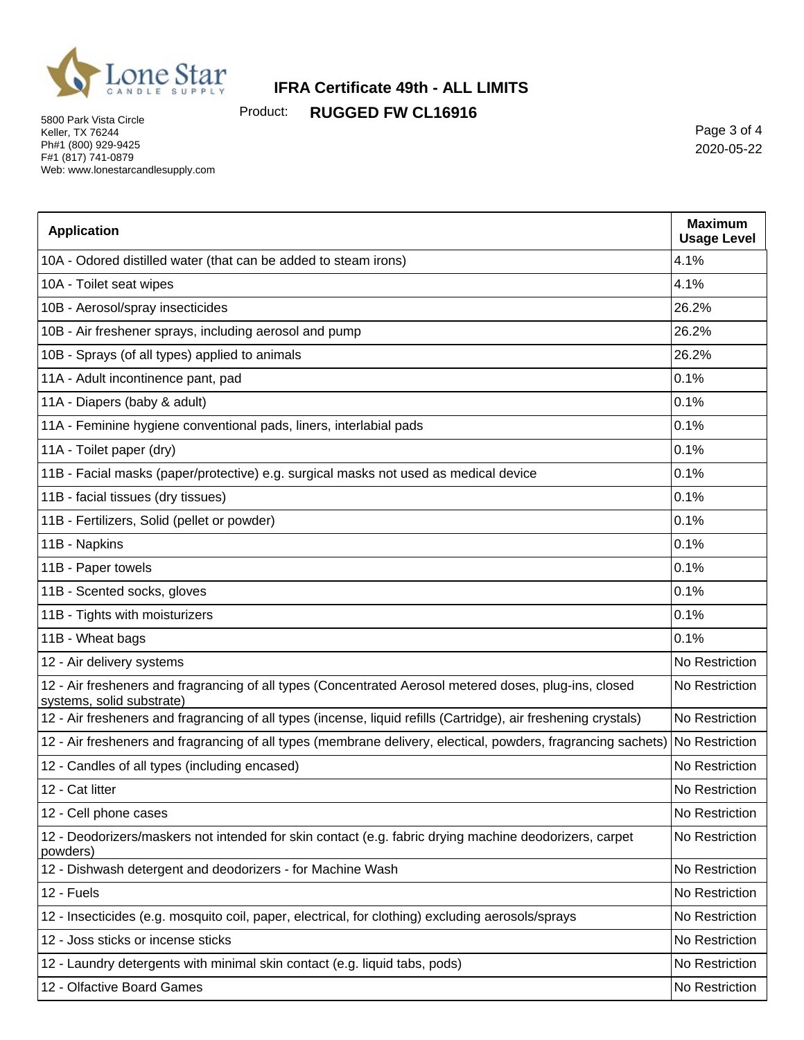# IFRA Certificate 49th - ALL LIMITS

Product: **RUGGED FW CL16916**

5800 Park Vista Circle
Keller, TX 76244
Ph#1 (800) 929-9425
F#1 (817) 741-0879
Web: www.lonestarcandlesupply.com

2020-05-22

| Application | Maximum Usage Level |
|---|---|
| 10A - Odored distilled water (that can be added to steam irons) | 4.1% |
| 10A - Toilet seat wipes | 4.1% |
| 10B - Aerosol/spray insecticides | 26.2% |
| 10B - Air freshener sprays, including aerosol and pump | 26.2% |
| 10B - Sprays (of all types) applied to animals | 26.2% |
| 11A - Adult incontinence pant, pad | 0.1% |
| 11A - Diapers (baby & adult) | 0.1% |
| 11A - Feminine hygiene conventional pads, liners, interlabial pads | 0.1% |
| 11A - Toilet paper (dry) | 0.1% |
| 11B - Facial masks (paper/protective) e.g. surgical masks not used as medical device | 0.1% |
| 11B - facial tissues (dry tissues) | 0.1% |
| 11B - Fertilizers, Solid (pellet or powder) | 0.1% |
| 11B - Napkins | 0.1% |
| 11B - Paper towels | 0.1% |
| 11B - Scented socks, gloves | 0.1% |
| 11B - Tights with moisturizers | 0.1% |
| 11B - Wheat bags | 0.1% |
| 12 - Air delivery systems | No Restriction |
| 12 - Air fresheners and fragrancing of all types (Concentrated Aerosol metered doses, plug-ins, closed systems, solid substrate) | No Restriction |
| 12 - Air fresheners and fragrancing of all types (incense, liquid refills (Cartridge), air freshening crystals) | No Restriction |
| 12 - Air fresheners and fragrancing of all types (membrane delivery, electical, powders, fragrancing sachets) | No Restriction |
| 12 - Candles of all types (including encased) | No Restriction |
| 12 - Cat litter | No Restriction |
| 12 - Cell phone cases | No Restriction |
| 12 - Deodorizers/maskers not intended for skin contact (e.g. fabric drying machine deodorizers, carpet powders) | No Restriction |
| 12 - Dishwash detergent and deodorizers - for Machine Wash | No Restriction |
| 12 - Fuels | No Restriction |
| 12 - Insecticides (e.g. mosquito coil, paper, electrical, for clothing) excluding aerosols/sprays | No Restriction |
| 12 - Joss sticks or incense sticks | No Restriction |
| 12 - Laundry detergents with minimal skin contact (e.g. liquid tabs, pods) | No Restriction |
| 12 - Olfactive Board Games | No Restriction |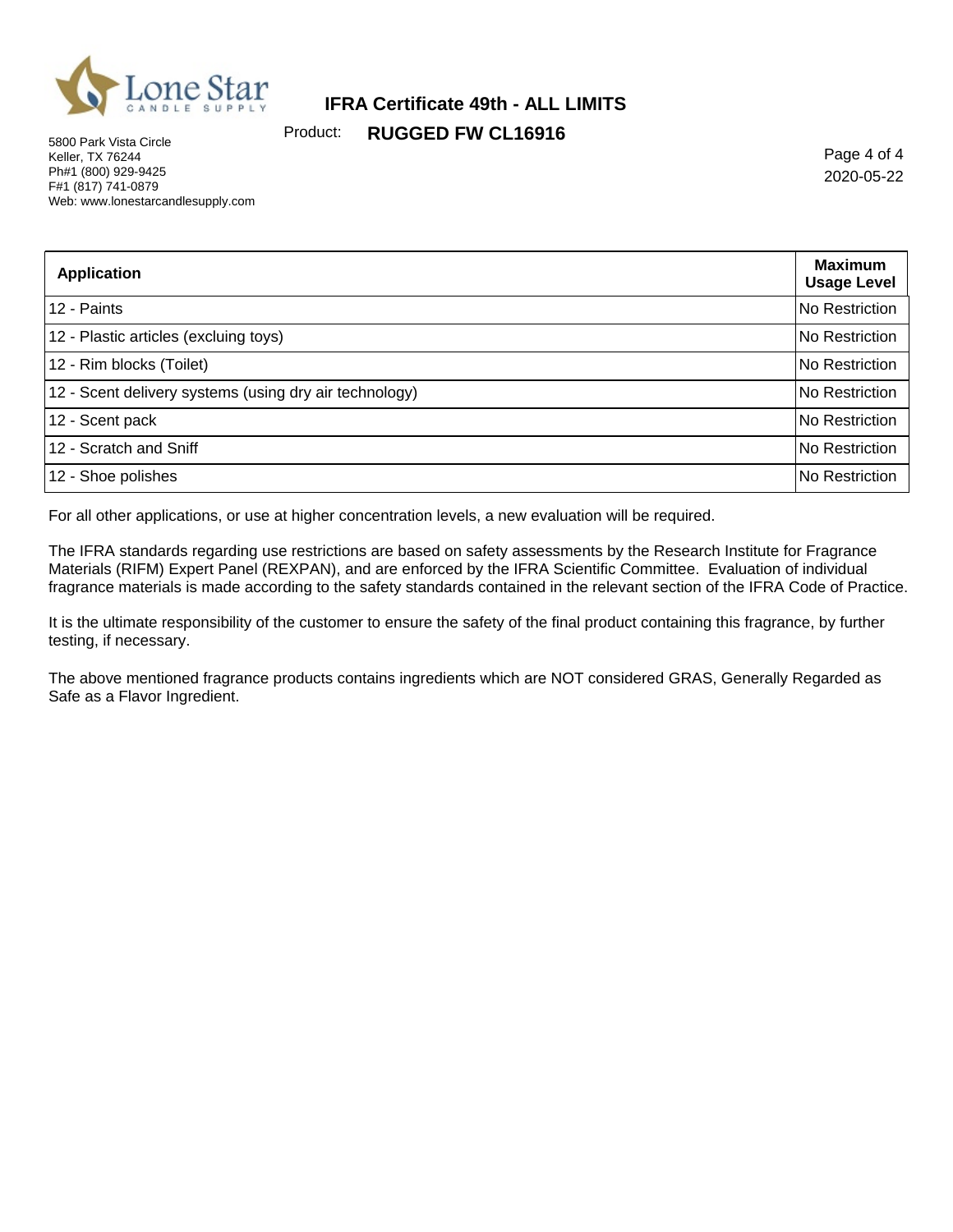# IFRA Certificate 49th - ALL LIMITS

Product: **RUGGED FW CL16916**

5800 Park Vista Circle
Keller, TX 76244
Ph#1 (800) 929-9425
F#1 (817) 741-0879
Web: www.lonestarcandlesupply.com

2020-05-22

| Application | Maximum Usage Level |
|---|---|
| 12 - Paints | No Restriction |
| 12 - Plastic articles (excluing toys) | No Restriction |
| 12 - Rim blocks (Toilet) | No Restriction |
| 12 - Scent delivery systems (using dry air technology) | No Restriction |
| 12 - Scent pack | No Restriction |
| 12 - Scratch and Sniff | No Restriction |
| 12 - Shoe polishes | No Restriction |

For all other applications, or use at higher concentration levels, a new evaluation will be required.

The IFRA standards regarding use restrictions are based on safety assessments by the Research Institute for Fragrance Materials (RIFM) Expert Panel (REXPAN), and are enforced by the IFRA Scientific Committee. Evaluation of individual fragrance materials is made according to the safety standards contained in the relevant section of the IFRA Code of Practice.

It is the ultimate responsibility of the customer to ensure the safety of the final product containing this fragrance, by further testing, if necessary.

The above mentioned fragrance products contains ingredients which are NOT considered GRAS, Generally Regarded as Safe as a Flavor Ingredient.